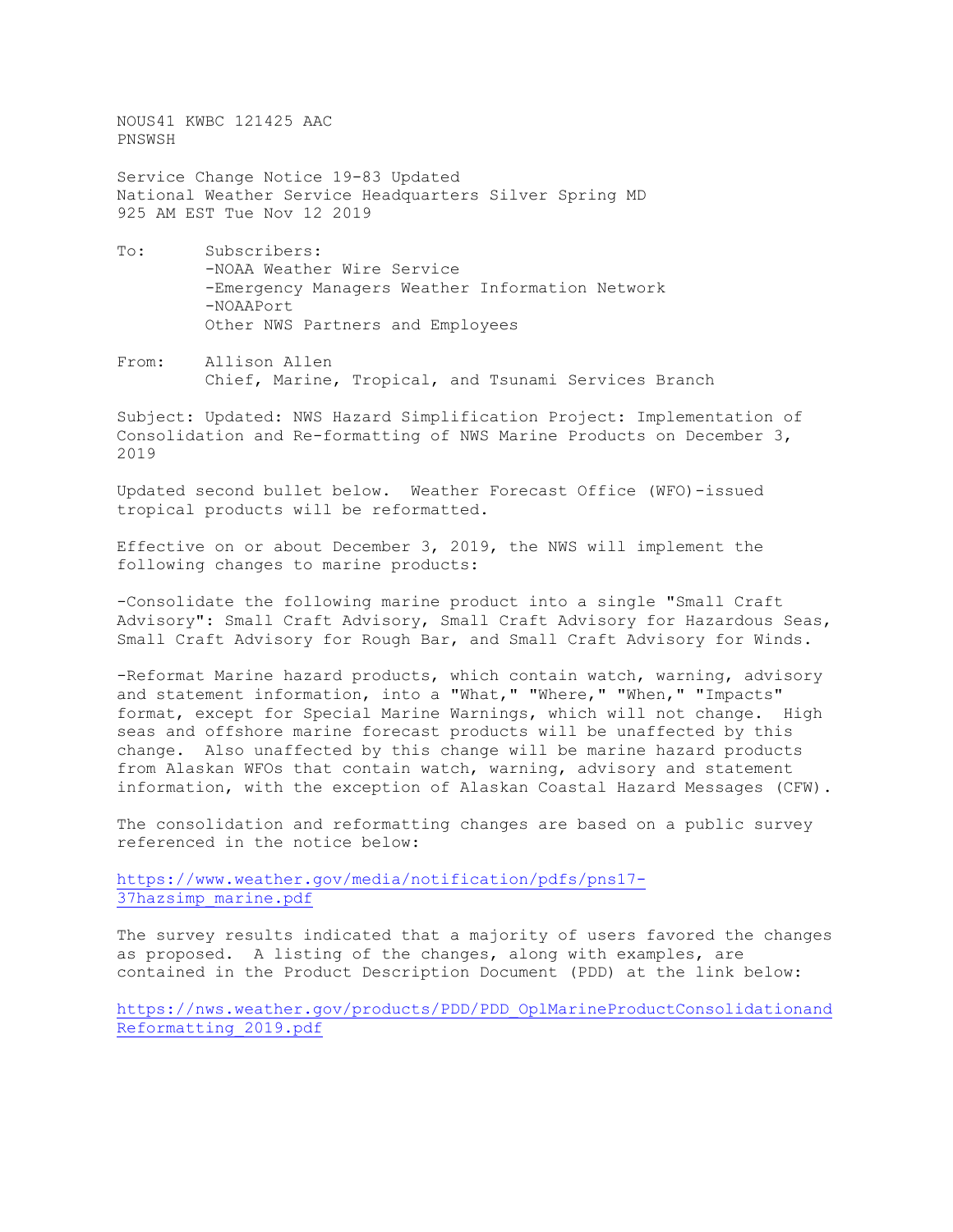NOUS41 KWBC 121425 AAC
PNSWSH

Service Change Notice 19-83 Updated
National Weather Service Headquarters Silver Spring MD
925 AM EST Tue Nov 12 2019

To: Subscribers:
-NOAA Weather Wire Service
-Emergency Managers Weather Information Network
-NOAAPort
Other NWS Partners and Employees

From: Allison Allen
Chief, Marine, Tropical, and Tsunami Services Branch

Subject: Updated: NWS Hazard Simplification Project: Implementation of Consolidation and Re-formatting of NWS Marine Products on December 3, 2019

Updated second bullet below. Weather Forecast Office (WFO)-issued tropical products will be reformatted.

Effective on or about December 3, 2019, the NWS will implement the following changes to marine products:

-Consolidate the following marine product into a single "Small Craft Advisory": Small Craft Advisory, Small Craft Advisory for Hazardous Seas, Small Craft Advisory for Rough Bar, and Small Craft Advisory for Winds.

-Reformat Marine hazard products, which contain watch, warning, advisory and statement information, into a "What," "Where," "When," "Impacts" format, except for Special Marine Warnings, which will not change. High seas and offshore marine forecast products will be unaffected by this change. Also unaffected by this change will be marine hazard products from Alaskan WFOs that contain watch, warning, advisory and statement information, with the exception of Alaskan Coastal Hazard Messages (CFW).

The consolidation and reformatting changes are based on a public survey referenced in the notice below:

https://www.weather.gov/media/notification/pdfs/pns17-37hazsimp_marine.pdf

The survey results indicated that a majority of users favored the changes as proposed. A listing of the changes, along with examples, are contained in the Product Description Document (PDD) at the link below:

https://nws.weather.gov/products/PDD/PDD_OplMarineProductConsolidationandReformatting_2019.pdf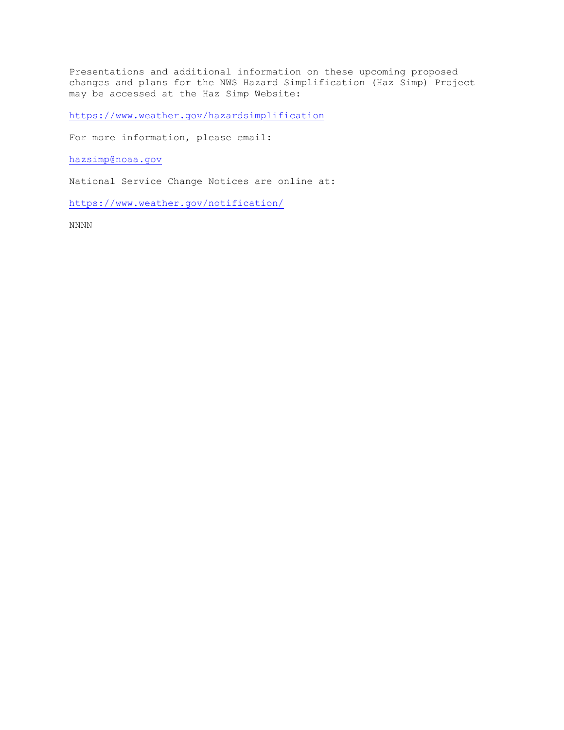Presentations and additional information on these upcoming proposed changes and plans for the NWS Hazard Simplification (Haz Simp) Project may be accessed at the Haz Simp Website:

https://www.weather.gov/hazardsimplification

For more information, please email:

hazsimp@noaa.gov

National Service Change Notices are online at:

https://www.weather.gov/notification/

NNNN